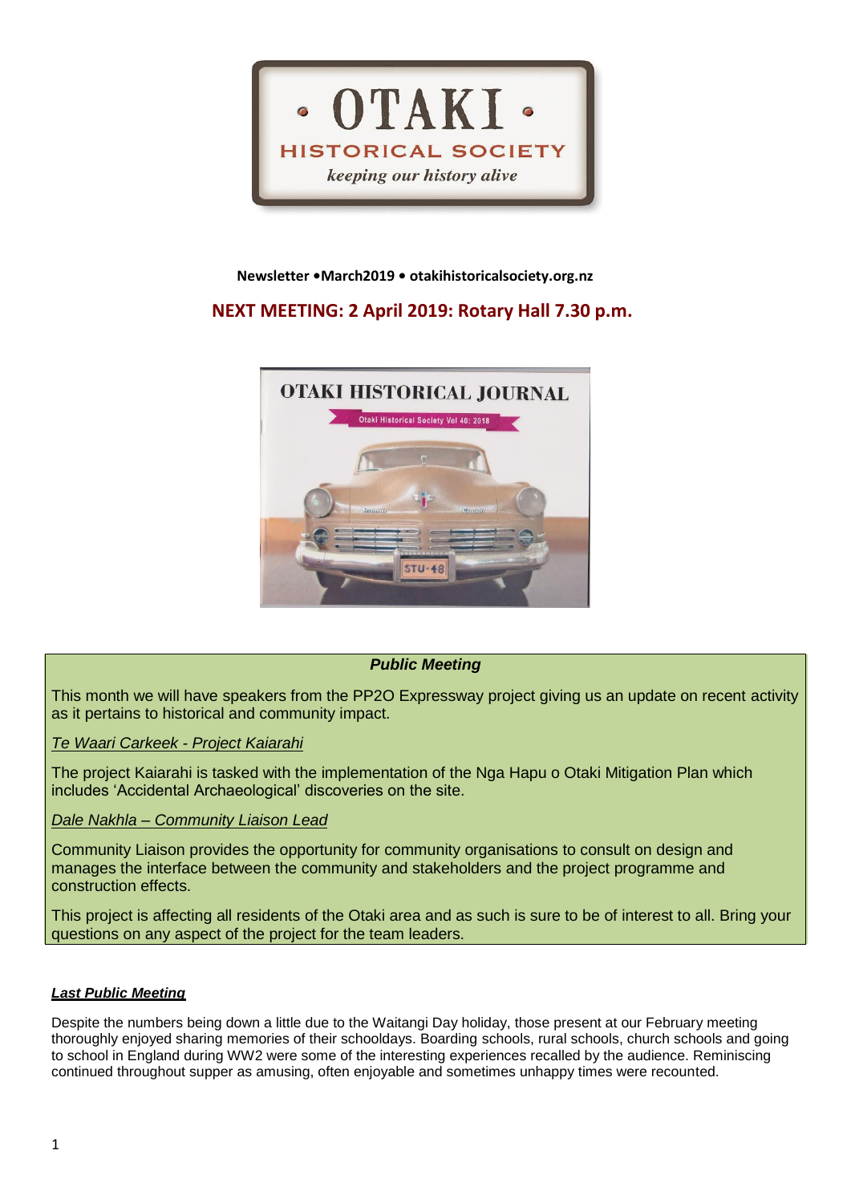# OTAKI HISTORICAL SOCIETY

*keeping our history alive*

**Newsletter •March2019 • otakihistoricalsociety.org.nz**

## NEXT MEETING: 2 April 2019: Rotary Hall 7.30 p.m.

### *Public Meeting*

This month we will have speakers from the PP2O Expressway project giving us an update on recent activity as it pertains to historical and community impact.

*Te Waari Carkeek - Project Kaiarahi*

The project Kaiarahi is tasked with the implementation of the Nga Hapu o Otaki Mitigation Plan which includes 'Accidental Archaeological' discoveries on the site.

*Dale Nakhla – Community Liaison Lead*

Community Liaison provides the opportunity for community organisations to consult on design and manages the interface between the community and stakeholders and the project programme and construction effects.

This project is affecting all residents of the Otaki area and as such is sure to be of interest to all. Bring your questions on any aspect of the project for the team leaders.

### ***Last Public Meeting***

Despite the numbers being down a little due to the Waitangi Day holiday, those present at our February meeting thoroughly enjoyed sharing memories of their schooldays. Boarding schools, rural schools, church schools and going to school in England during WW2 were some of the interesting experiences recalled by the audience. Reminiscing continued throughout supper as amusing, often enjoyable and sometimes unhappy times were recounted.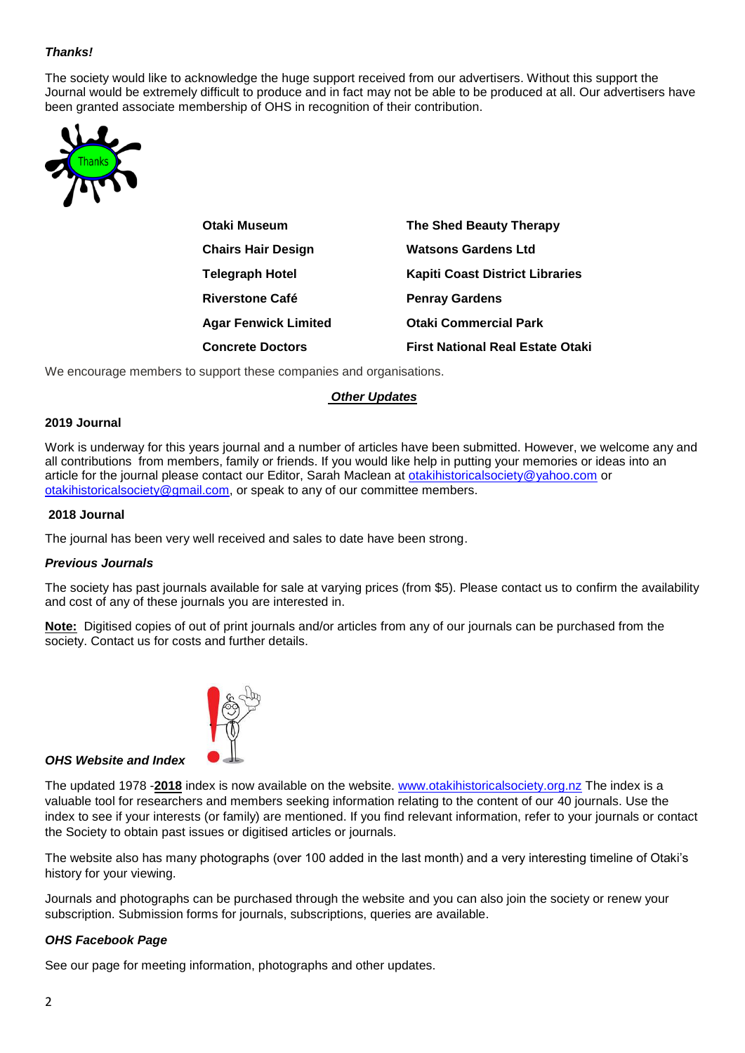***Thanks!***

The society would like to acknowledge the huge support received from our advertisers. Without this support the Journal would be extremely difficult to produce and in fact may not be able to be produced at all. Our advertisers have been granted associate membership of OHS in recognition of their contribution.

| | |
|---|---|
| **Otaki Museum** | **The Shed Beauty Therapy** |
| **Chairs Hair Design** | **Watsons Gardens Ltd** |
| **Telegraph Hotel** | **Kapiti Coast District Libraries** |
| **Riverstone Café** | **Penray Gardens** |
| **Agar Fenwick Limited** | **Otaki Commercial Park** |
| **Concrete Doctors** | **First National Real Estate Otaki** |

We encourage members to support these companies and organisations.

## ***Other Updates***

**2019 Journal**

Work is underway for this years journal and a number of articles have been submitted. However, we welcome any and all contributions from members, family or friends. If you would like help in putting your memories or ideas into an article for the journal please contact our Editor, Sarah Maclean at otakihistoricalsociety@yahoo.com or otakihistoricalsociety@gmail.com, or speak to any of our committee members.

**2018 Journal**

The journal has been very well received and sales to date have been strong.

***Previous Journals***

The society has past journals available for sale at varying prices (from $5). Please contact us to confirm the availability and cost of any of these journals you are interested in.

**Note:** Digitised copies of out of print journals and/or articles from any of our journals can be purchased from the society. Contact us for costs and further details.

***OHS Website and Index***

The updated 1978 -**2018** index is now available on the website. www.otakihistoricalsociety.org.nz The index is a valuable tool for researchers and members seeking information relating to the content of our 40 journals. Use the index to see if your interests (or family) are mentioned. If you find relevant information, refer to your journals or contact the Society to obtain past issues or digitised articles or journals.

The website also has many photographs (over 100 added in the last month) and a very interesting timeline of Otaki's history for your viewing.

Journals and photographs can be purchased through the website and you can also join the society or renew your subscription. Submission forms for journals, subscriptions, queries are available.

***OHS Facebook Page***

See our page for meeting information, photographs and other updates.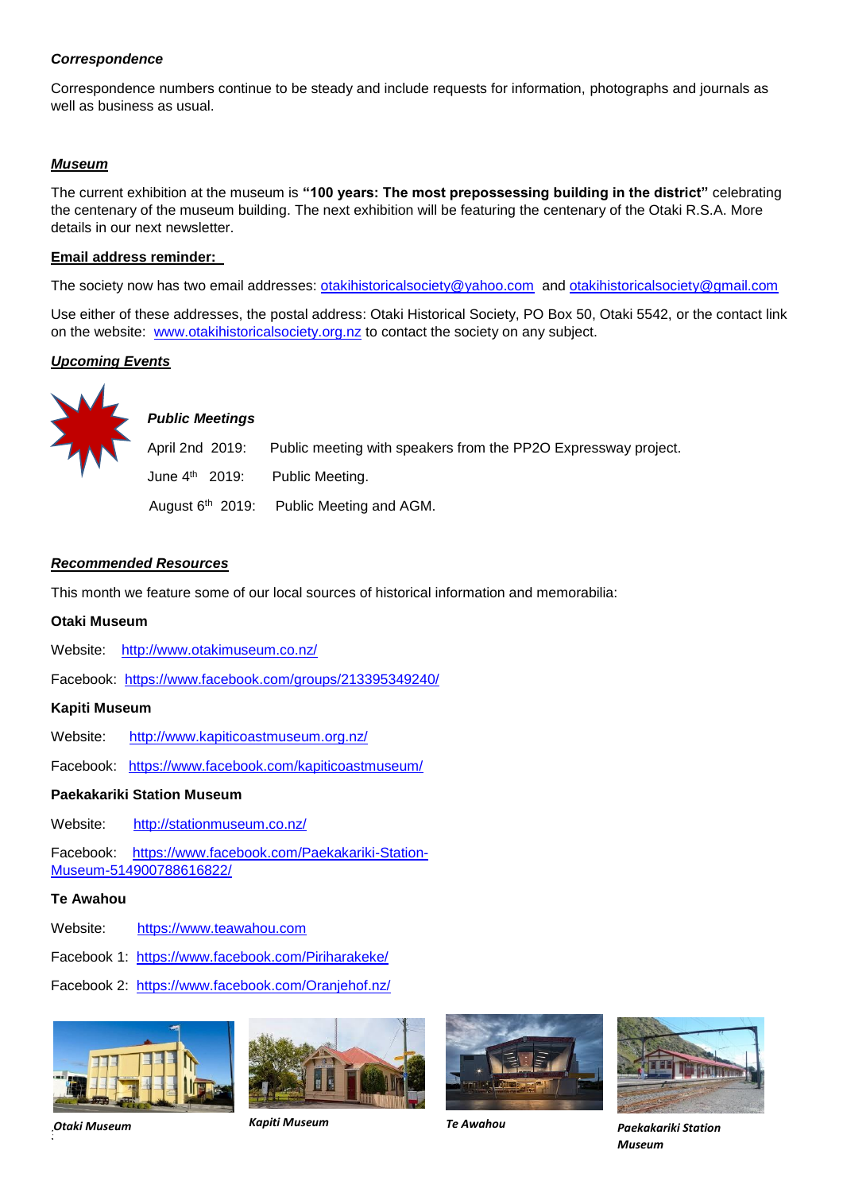***Correspondence***

Correspondence numbers continue to be steady and include requests for information, photographs and journals as well as business as usual.

***Museum***

The current exhibition at the museum is **"100 years: The most prepossessing building in the district"** celebrating the centenary of the museum building. The next exhibition will be featuring the centenary of the Otaki R.S.A. More details in our next newsletter.

**Email address reminder:**

The society now has two email addresses: otakihistoricalsociety@yahoo.com and otakihistoricalsociety@gmail.com

Use either of these addresses, the postal address: Otaki Historical Society, PO Box 50, Otaki 5542, or the contact link on the website: www.otakihistoricalsociety.org.nz to contact the society on any subject.

***Upcoming Events***

***Public Meetings***

April 2nd 2019: Public meeting with speakers from the PP2O Expressway project.

June 4th 2019: Public Meeting.

August 6th 2019: Public Meeting and AGM.

***Recommended Resources***

This month we feature some of our local sources of historical information and memorabilia:

**Otaki Museum**

Website: http://www.otakimuseum.co.nz/

Facebook: https://www.facebook.com/groups/213395349240/

**Kapiti Museum**

Website: http://www.kapiticoastmuseum.org.nz/

Facebook: https://www.facebook.com/kapiticoastmuseum/

**Paekakariki Station Museum**

Website: http://stationmuseum.co.nz/

Facebook: https://www.facebook.com/Paekakariki-Station-Museum-514900788616822/

**Te Awahou**

Website: https://www.teawahou.com

Facebook 1: https://www.facebook.com/Piriharakeke/

Facebook 2: https://www.facebook.com/Oranjehof.nz/

*Otaki Museum*

*Kapiti Museum*

*Te Awahou*

*Paekakariki Station Museum*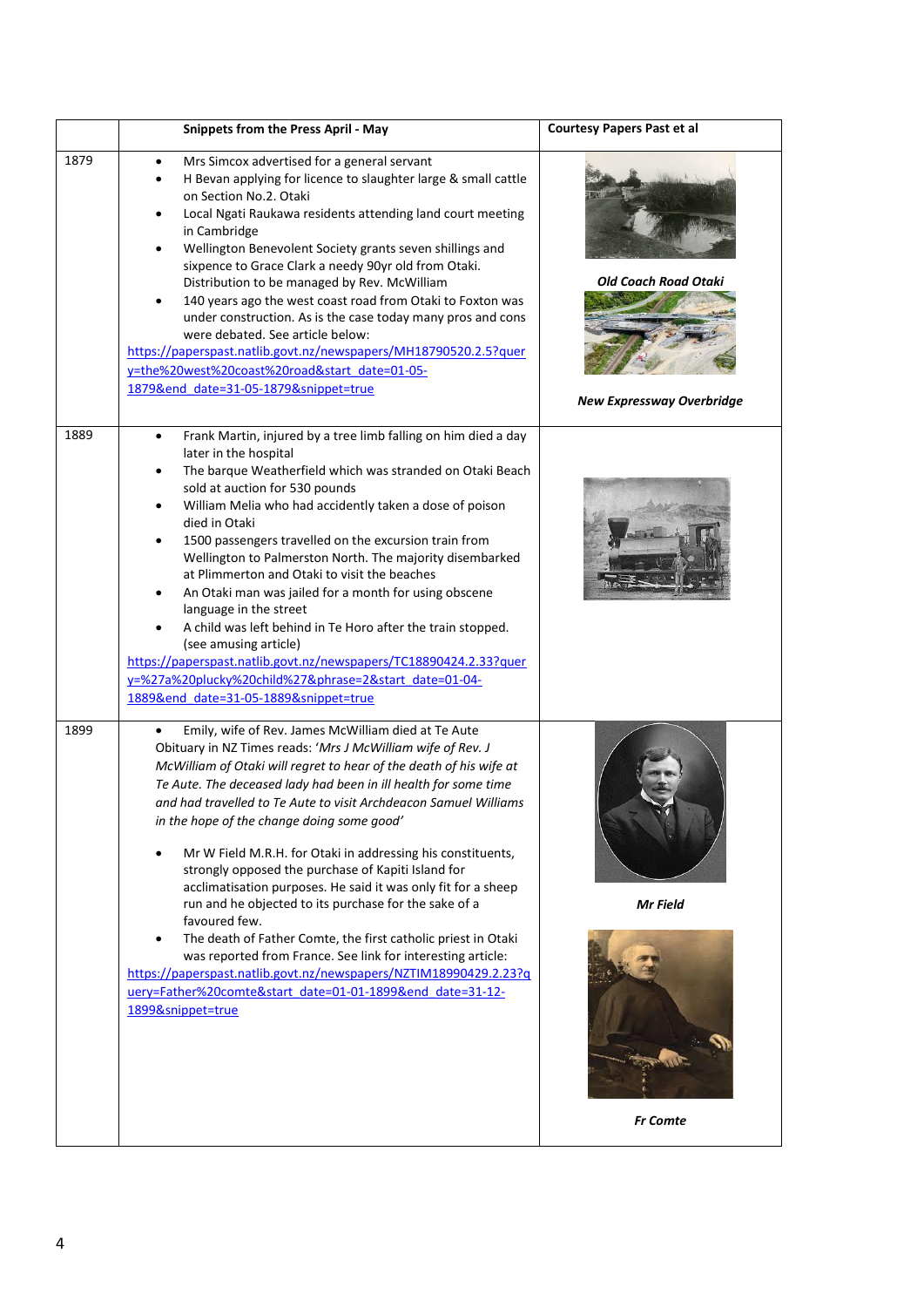| | Snippets from the Press April - May | Courtesy Papers Past et al |
|---|---|---|
| 1879 | • Mrs Simcox advertised for a general servant<br>• H Bevan applying for licence to slaughter large & small cattle on Section No.2. Otaki<br>• Local Ngati Raukawa residents attending land court meeting in Cambridge<br>• Wellington Benevolent Society grants seven shillings and sixpence to Grace Clark a needy 90yr old from Otaki. Distribution to be managed by Rev. McWilliam<br>• 140 years ago the west coast road from Otaki to Foxton was under construction. As is the case today many pros and cons were debated. See article below:<br>https://paperspast.natlib.govt.nz/newspapers/MH18790520.2.5?query=the%20west%20coast%20road&start_date=01-05-1879&end_date=31-05-1879&snippet=true | ***Old Coach Road Otaki***<br><br>***New Expressway Overbridge*** |
| 1889 | • Frank Martin, injured by a tree limb falling on him died a day later in the hospital<br>• The barque Weatherfield which was stranded on Otaki Beach sold at auction for 530 pounds<br>• William Melia who had accidently taken a dose of poison died in Otaki<br>• 1500 passengers travelled on the excursion train from Wellington to Palmerston North. The majority disembarked at Plimmerton and Otaki to visit the beaches<br>• An Otaki man was jailed for a month for using obscene language in the street<br>• A child was left behind in Te Horo after the train stopped. (see amusing article)<br>https://paperspast.natlib.govt.nz/newspapers/TC18890424.2.33?query=%27a%20plucky%20child%27&phrase=2&start_date=01-04-1889&end_date=31-05-1889&snippet=true | |
| 1899 | • Emily, wife of Rev. James McWilliam died at Te Aute<br>Obituary in NZ Times reads: '*Mrs J McWilliam wife of Rev. J McWilliam of Otaki will regret to hear of the death of his wife at Te Aute. The deceased lady had been in ill health for some time and had travelled to Te Aute to visit Archdeacon Samuel Williams in the hope of the change doing some good'*<br><br>• Mr W Field M.R.H. for Otaki in addressing his constituents, strongly opposed the purchase of Kapiti Island for acclimatisation purposes. He said it was only fit for a sheep run and he objected to its purchase for the sake of a favoured few.<br>• The death of Father Comte, the first catholic priest in Otaki was reported from France. See link for interesting article:<br>https://paperspast.natlib.govt.nz/newspapers/NZTIM18990429.2.23?query=Father%20comte&start_date=01-01-1899&end_date=31-12-1899&snippet=true | ***Mr Field***<br><br>***Fr Comte*** |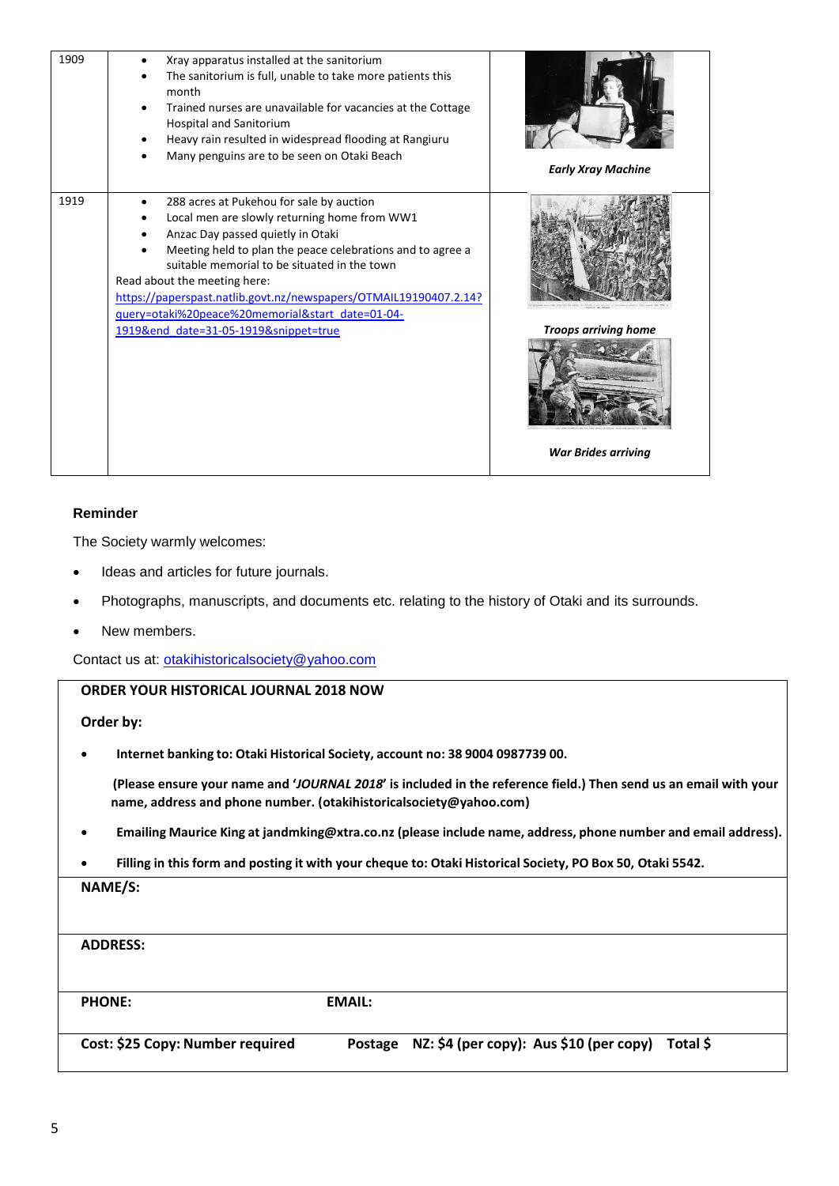| | | |
|---|---|---|
| 1909 | • Xray apparatus installed at the sanitorium<br>• The sanitorium is full, unable to take more patients this month<br>• Trained nurses are unavailable for vacancies at the Cottage Hospital and Sanitorium<br>• Heavy rain resulted in widespread flooding at Rangiuru<br>• Many penguins are to be seen on Otaki Beach | ***Early Xray Machine*** |
| 1919 | • 288 acres at Pukehou for sale by auction<br>• Local men are slowly returning home from WW1<br>• Anzac Day passed quietly in Otaki<br>• Meeting held to plan the peace celebrations and to agree a suitable memorial to be situated in the town<br>Read about the meeting here:<br>https://paperspast.natlib.govt.nz/newspapers/OTMAIL19190407.2.14?query=otaki%20peace%20memorial&start_date=01-04-1919&end_date=31-05-1919&snippet=true | ***Troops arriving home***<br>***War Brides arriving*** |

**Reminder**

The Society warmly welcomes:

- Ideas and articles for future journals.
- Photographs, manuscripts, and documents etc. relating to the history of Otaki and its surrounds.
- New members.

Contact us at: otakihistoricalsociety@yahoo.com

**ORDER YOUR HISTORICAL JOURNAL 2018 NOW**

**Order by:**

- **Internet banking to: Otaki Historical Society, account no: 38 9004 0987739 00.**

  **(Please ensure your name and '*JOURNAL 2018*' is included in the reference field.) Then send us an email with your name, address and phone number. (otakihistoricalsociety@yahoo.com)**

- **Emailing Maurice King at jandmking@xtra.co.nz (please include name, address, phone number and email address).**
- **Filling in this form and posting it with your cheque to: Otaki Historical Society, PO Box 50, Otaki 5542.**

**NAME/S:**

**ADDRESS:**

**PHONE:** **EMAIL:**

**Cost: $25 Copy: Number required** **Postage NZ: $4 (per copy): Aus $10 (per copy) Total $**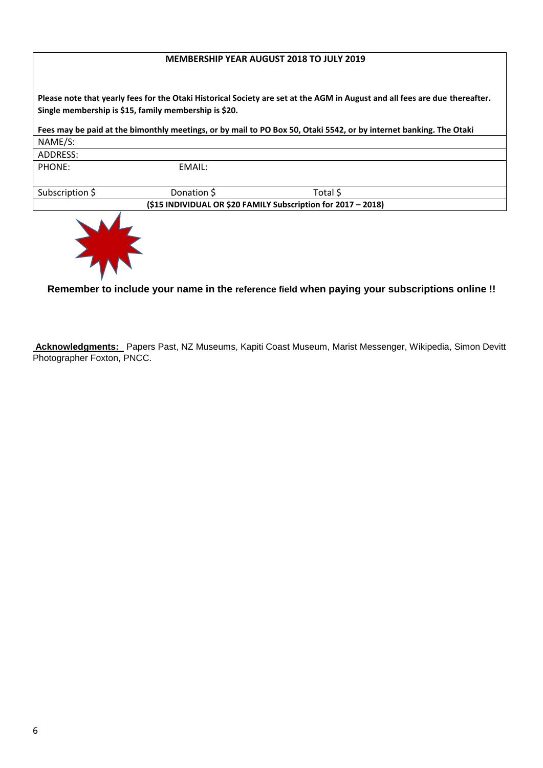**MEMBERSHIP YEAR AUGUST 2018 TO JULY 2019**

**Please note that yearly fees for the Otaki Historical Society are set at the AGM in August and all fees are due thereafter. Single membership is $15, family membership is $20.**

**Fees may be paid at the bimonthly meetings, or by mail to PO Box 50, Otaki 5542, or by internet banking. The Otaki**

| | | |
|---|---|---|
| NAME/S: | | |
| ADDRESS: | | |
| PHONE: | EMAIL: | |
| Subscription $ | Donation $ | Total $ |
| **($15 INDIVIDUAL OR $20 FAMILY Subscription for 2017 – 2018)** | | |

**Remember to include your name in the reference field when paying your subscriptions online !!**

**Acknowledgments:** Papers Past, NZ Museums, Kapiti Coast Museum, Marist Messenger, Wikipedia, Simon Devitt Photographer Foxton, PNCC.